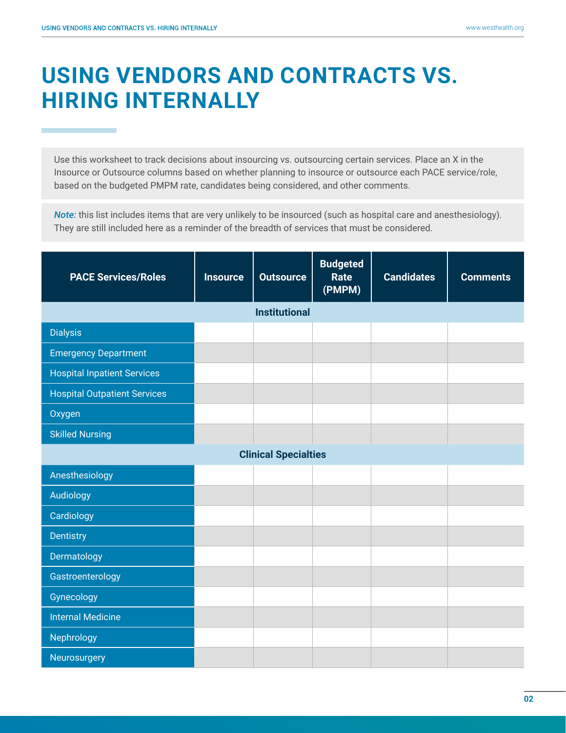# USING VENDORS AND CONTRACTS VS. HIRING INTERNALLY

Use this worksheet to track decisions about insourcing vs. outsourcing certain services. Place an X in the Insource or Outsource columns based on whether planning to insource or outsource each PACE service/role, based on the budgeted PMPM rate, candidates being considered, and other comments.

*Note:* this list includes items that are very unlikely to be insourced (such as hospital care and anesthesiology). They are still included here as a reminder of the breadth of services that must be considered.

| PACE Services/Roles | Insource | Outsource | Budgeted Rate (PMPM) | Candidates | Comments |
|---|---|---|---|---|---|
| **Institutional** | | | | | |
| Dialysis | | | | | |
| Emergency Department | | | | | |
| Hospital Inpatient Services | | | | | |
| Hospital Outpatient Services | | | | | |
| Oxygen | | | | | |
| Skilled Nursing | | | | | |
| **Clinical Specialties** | | | | | |
| Anesthesiology | | | | | |
| Audiology | | | | | |
| Cardiology | | | | | |
| Dentistry | | | | | |
| Dermatology | | | | | |
| Gastroenterology | | | | | |
| Gynecology | | | | | |
| Internal Medicine | | | | | |
| Nephrology | | | | | |
| Neurosurgery | | | | | |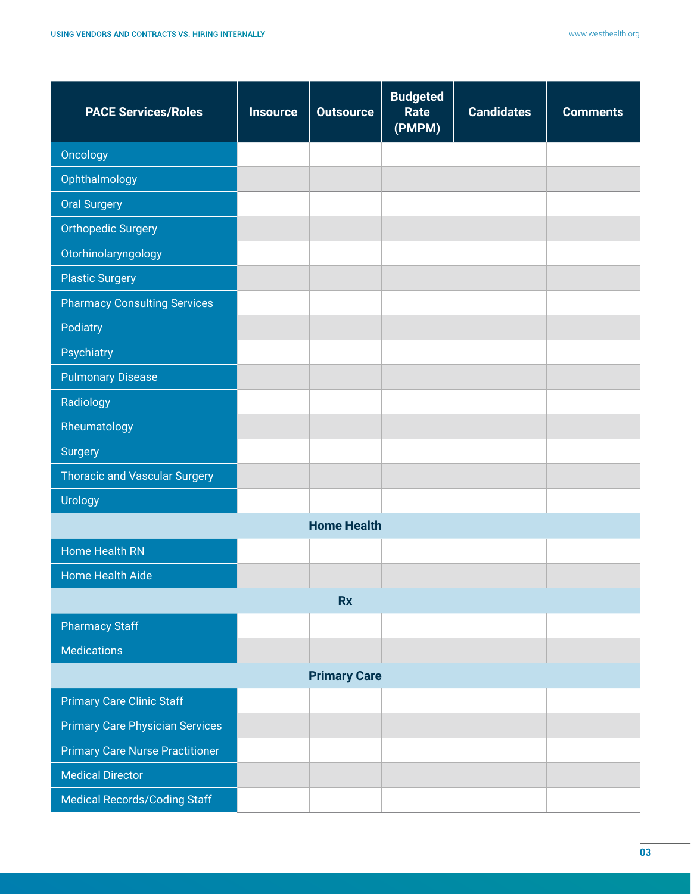| PACE Services/Roles | Insource | Outsource | Budgeted Rate (PMPM) | Candidates | Comments |
|---|---|---|---|---|---|
| Oncology | | | | | |
| Ophthalmology | | | | | |
| Oral Surgery | | | | | |
| Orthopedic Surgery | | | | | |
| Otorhinolaryngology | | | | | |
| Plastic Surgery | | | | | |
| Pharmacy Consulting Services | | | | | |
| Podiatry | | | | | |
| Psychiatry | | | | | |
| Pulmonary Disease | | | | | |
| Radiology | | | | | |
| Rheumatology | | | | | |
| Surgery | | | | | |
| Thoracic and Vascular Surgery | | | | | |
| Urology | | | | | |
| **Home Health** | | | | | |
| Home Health RN | | | | | |
| Home Health Aide | | | | | |
| **Rx** | | | | | |
| Pharmacy Staff | | | | | |
| Medications | | | | | |
| **Primary Care** | | | | | |
| Primary Care Clinic Staff | | | | | |
| Primary Care Physician Services | | | | | |
| Primary Care Nurse Practitioner | | | | | |
| Medical Director | | | | | |
| Medical Records/Coding Staff | | | | | |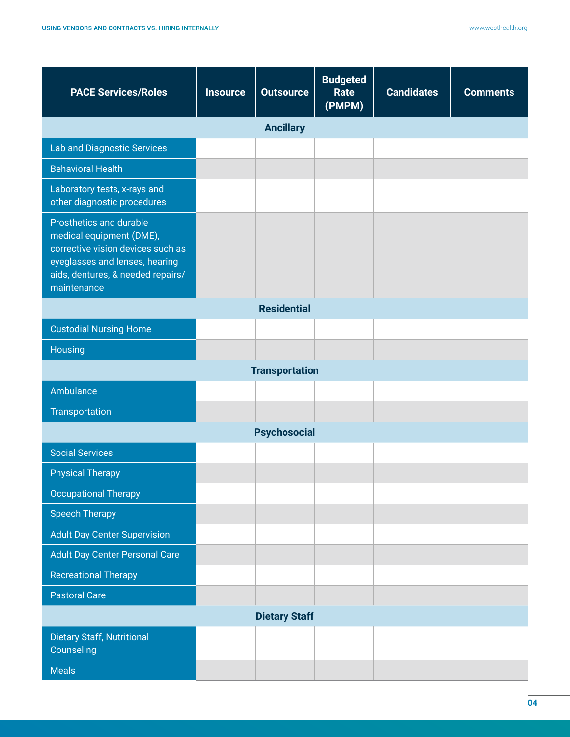| PACE Services/Roles | Insource | Outsource | Budgeted Rate (PMPM) | Candidates | Comments |
|---|---|---|---|---|---|
| **Ancillary** | | | | | |
| Lab and Diagnostic Services | | | | | |
| Behavioral Health | | | | | |
| Laboratory tests, x-rays and other diagnostic procedures | | | | | |
| Prosthetics and durable medical equipment (DME), corrective vision devices such as eyeglasses and lenses, hearing aids, dentures, & needed repairs/ maintenance | | | | | |
| **Residential** | | | | | |
| Custodial Nursing Home | | | | | |
| Housing | | | | | |
| **Transportation** | | | | | |
| Ambulance | | | | | |
| Transportation | | | | | |
| **Psychosocial** | | | | | |
| Social Services | | | | | |
| Physical Therapy | | | | | |
| Occupational Therapy | | | | | |
| Speech Therapy | | | | | |
| Adult Day Center Supervision | | | | | |
| Adult Day Center Personal Care | | | | | |
| Recreational Therapy | | | | | |
| Pastoral Care | | | | | |
| **Dietary Staff** | | | | | |
| Dietary Staff, Nutritional Counseling | | | | | |
| Meals | | | | | |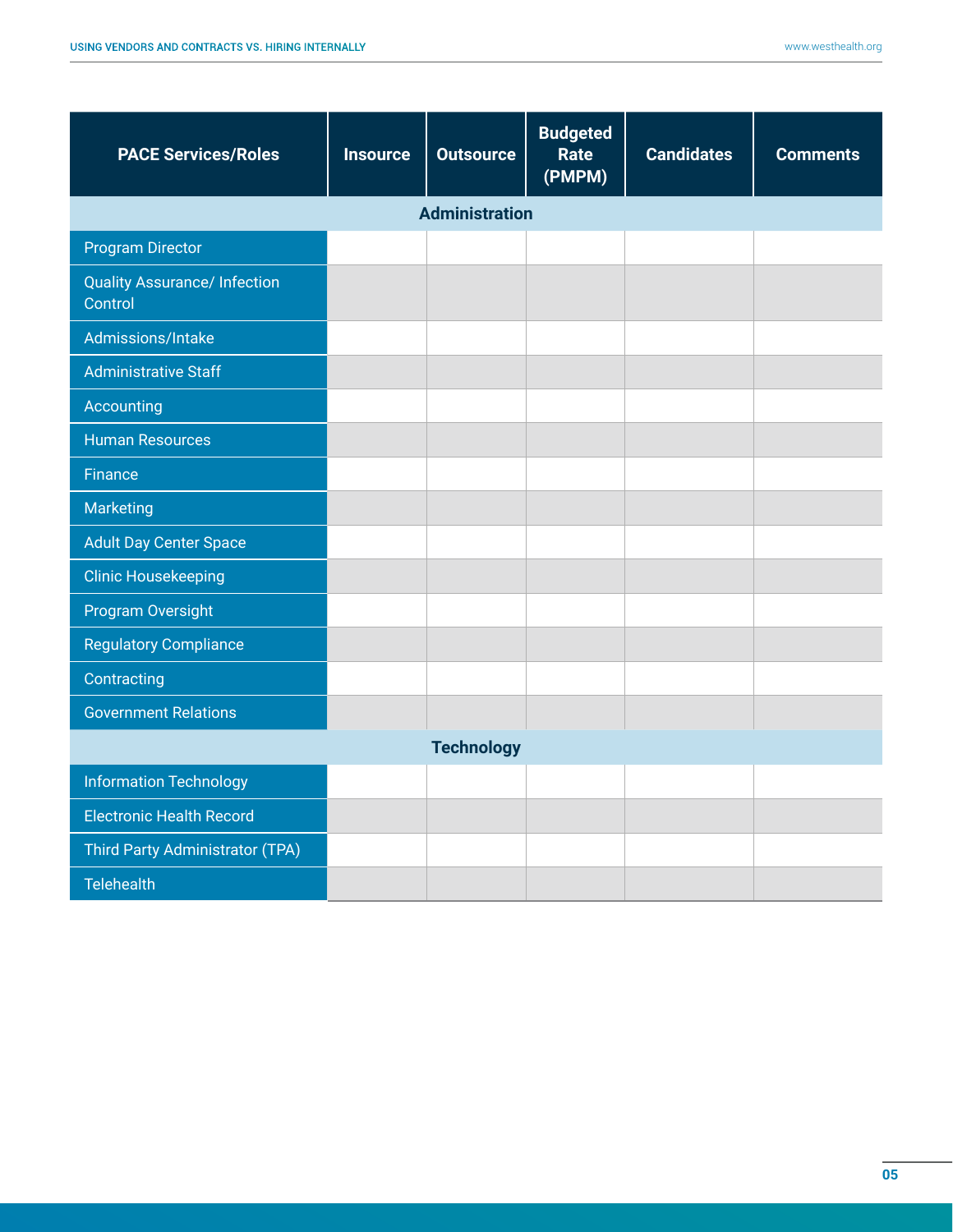| PACE Services/Roles | Insource | Outsource | Budgeted Rate (PMPM) | Candidates | Comments |
|---|---|---|---|---|---|
| **Administration** | | | | | |
| Program Director | | | | | |
| Quality Assurance/ Infection Control | | | | | |
| Admissions/Intake | | | | | |
| Administrative Staff | | | | | |
| Accounting | | | | | |
| Human Resources | | | | | |
| Finance | | | | | |
| Marketing | | | | | |
| Adult Day Center Space | | | | | |
| Clinic Housekeeping | | | | | |
| Program Oversight | | | | | |
| Regulatory Compliance | | | | | |
| Contracting | | | | | |
| Government Relations | | | | | |
| **Technology** | | | | | |
| Information Technology | | | | | |
| Electronic Health Record | | | | | |
| Third Party Administrator (TPA) | | | | | |
| Telehealth | | | | | |